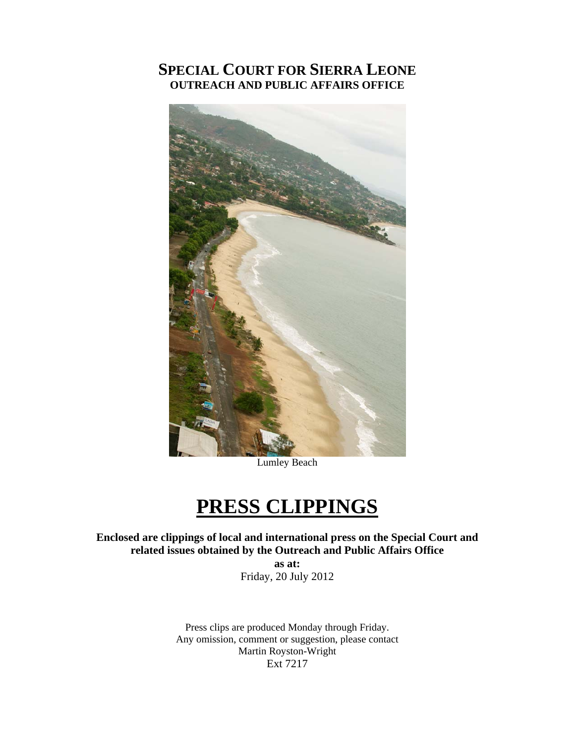# SPECIAL COURT FOR SIERRA LEONE
## OUTREACH AND PUBLIC AFFAIRS OFFICE

Lumley Beach

# PRESS CLIPPINGS

**Enclosed are clippings of local and international press on the Special Court and related issues obtained by the Outreach and Public Affairs Office**

**as at:**

Friday, 20 July 2012

Press clips are produced Monday through Friday.
Any omission, comment or suggestion, please contact
Martin Royston-Wright
Ext 7217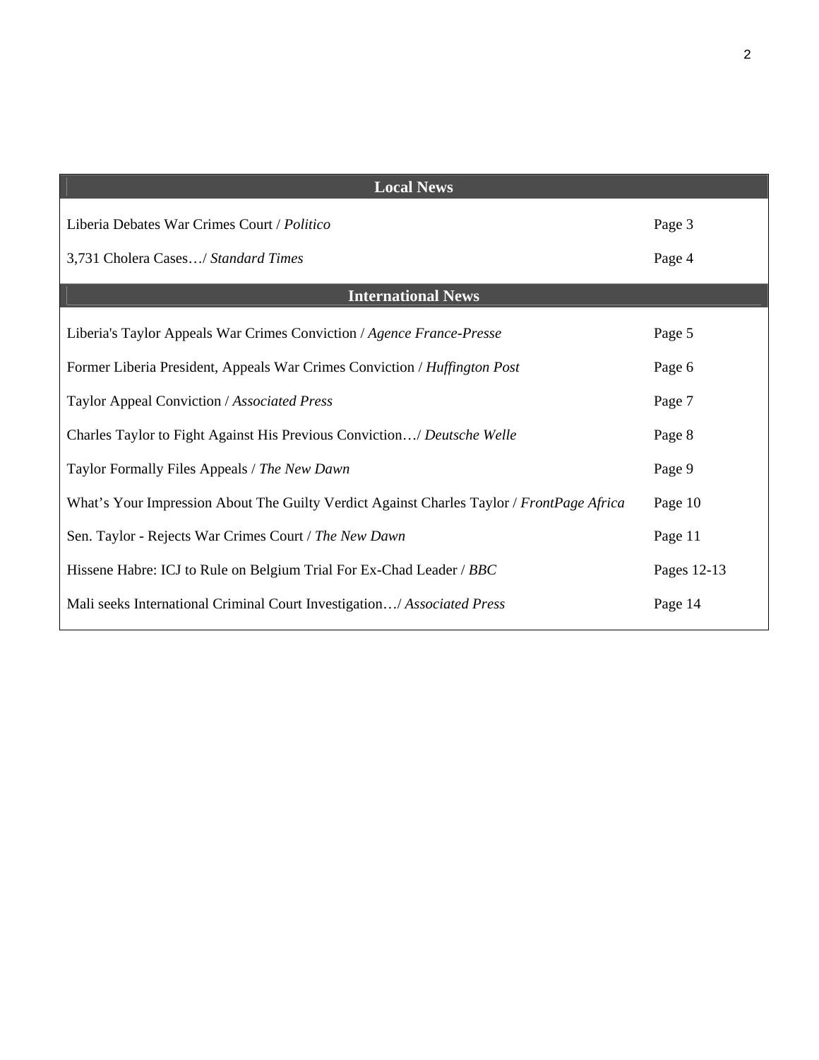| Local News | |
|---|---|
| Liberia Debates War Crimes Court / *Politico* | Page 3 |
| 3,731 Cholera Cases…/ *Standard Times* | Page 4 |
| **International News** | |
| Liberia's Taylor Appeals War Crimes Conviction / *Agence France-Presse* | Page 5 |
| Former Liberia President, Appeals War Crimes Conviction / *Huffington Post* | Page 6 |
| Taylor Appeal Conviction / *Associated Press* | Page 7 |
| Charles Taylor to Fight Against His Previous Conviction…/ *Deutsche Welle* | Page 8 |
| Taylor Formally Files Appeals / *The New Dawn* | Page 9 |
| What's Your Impression About The Guilty Verdict Against Charles Taylor / *FrontPage Africa* | Page 10 |
| Sen. Taylor - Rejects War Crimes Court / *The New Dawn* | Page 11 |
| Hissene Habre: ICJ to Rule on Belgium Trial For Ex-Chad Leader / *BBC* | Pages 12-13 |
| Mali seeks International Criminal Court Investigation…/ *Associated Press* | Page 14 |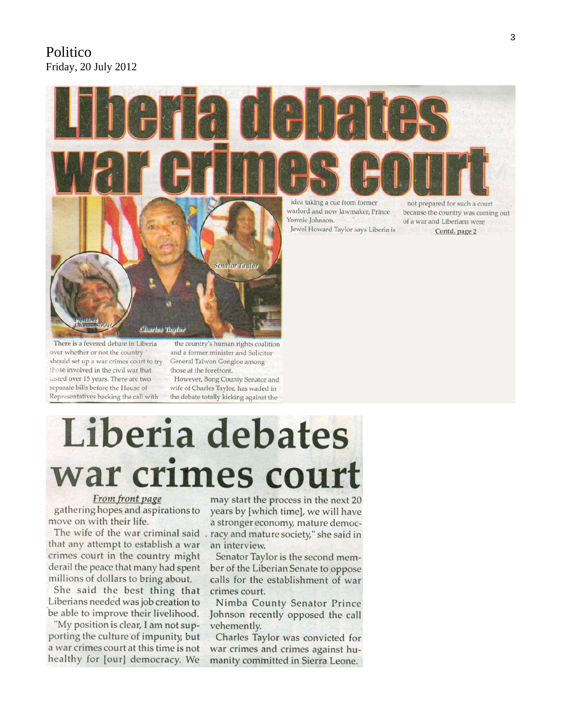Politico
Friday, 20 July 2012

# Liberia debates war crimes court

President Johnson-Sirleaf

Charles Taylor

Senator Taylor

There is a fevered debate in Liberia over whether or not the country should set up a war crimes court to try those involved in the civil war that lasted over 15 years. There are two separate bills before the House of Representatives backing the call with the country's human rights coalition and a former minister and Solicitor General Taiwon Gongloe among those at the forefront.

However, Bong County Senator and wife of Charles Taylor, has waded in the debate totally kicking against the idea taking a cue from former warlord and now lawmaker, Prince Yormie Johnson.

Jewel Howard Taylor says Liberia is not prepared for such a court because the country was coming out of a war and Liberians were

Contd. page 2

# Liberia debates war crimes court

*From front page*

gathering hopes and aspirations to move on with their life.

The wife of the war criminal said that any attempt to establish a war crimes court in the country might derail the peace that many had spent millions of dollars to bring about.

She said the best thing that Liberians needed was job creation to be able to improve their livelihood.

"My position is clear, I am not supporting the culture of impunity, but a war crimes court at this time is not healthy for [our] democracy. We may start the process in the next 20 years by [which time], we will have a stronger economy, mature democracy and mature society," she said in an interview.

Senator Taylor is the second member of the Liberian Senate to oppose calls for the establishment of war crimes court.

Nimba County Senator Prince Johnson recently opposed the call vehemently.

Charles Taylor was convicted for war crimes and crimes against humanity committed in Sierra Leone.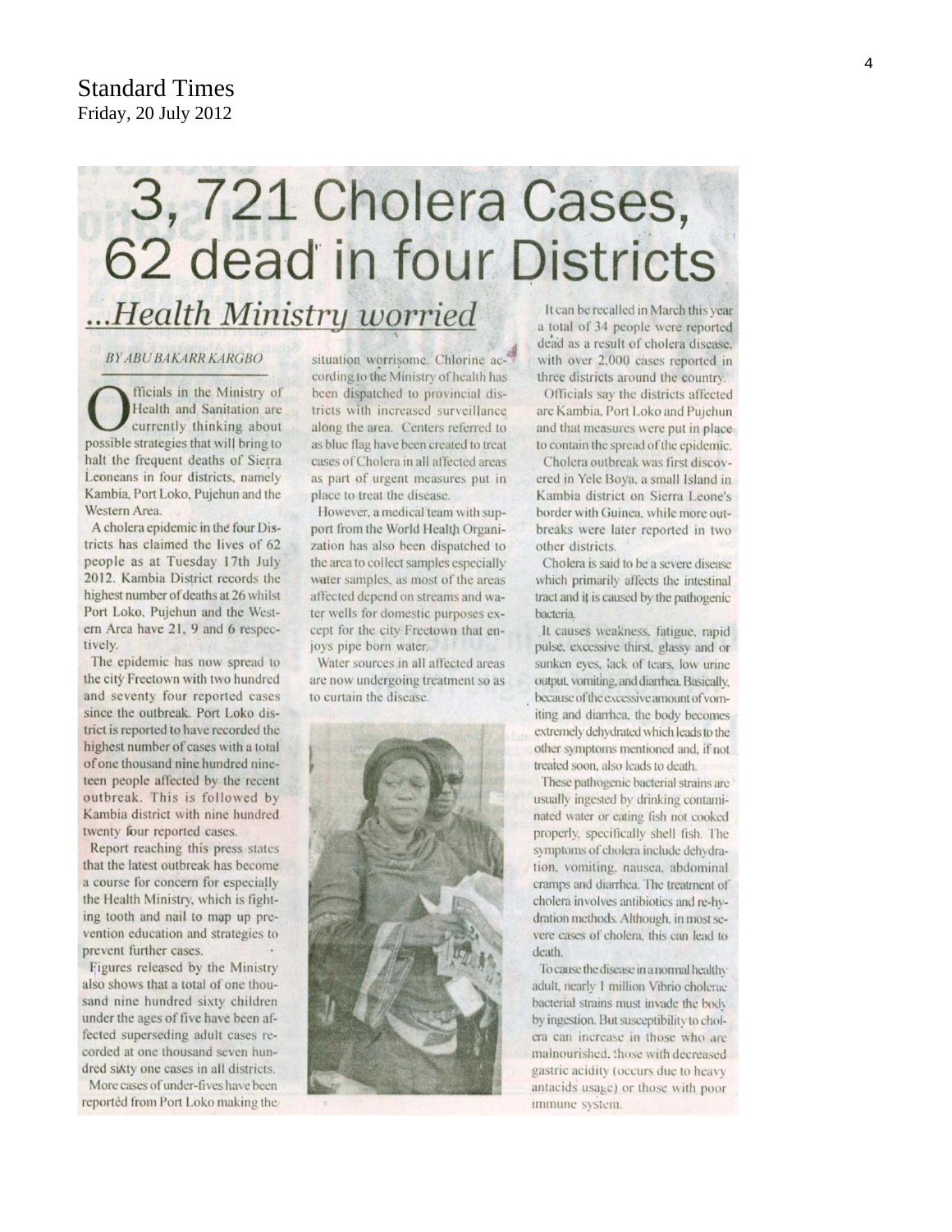Standard Times
Friday, 20 July 2012

# 3, 721 Cholera Cases, 62 dead in four Districts

## ...Health Ministry worried

*BY ABU BAKARR KARGBO*

Officials in the Ministry of Health and Sanitation are currently thinking about possible strategies that will bring to halt the frequent deaths of Sierra Leoneans in four districts, namely Kambia, Port Loko, Pujehun and the Western Area.

A cholera epidemic in the four Districts has claimed the lives of 62 people as at Tuesday 17th July 2012. Kambia District records the highest number of deaths at 26 whilst Port Loko, Pujehun and the Western Area have 21, 9 and 6 respectively.

The epidemic has now spread to the city Freetown with two hundred and seventy four reported cases since the outbreak. Port Loko district is reported to have recorded the highest number of cases with a total of one thousand nine hundred nineteen people affected by the recent outbreak. This is followed by Kambia district with nine hundred twenty four reported cases.

Report reaching this press states that the latest outbreak has become a course for concern for especially the Health Ministry, which is fighting tooth and nail to map up prevention education and strategies to prevent further cases.

Figures released by the Ministry also shows that a total of one thousand nine hundred sixty children under the ages of five have been affected superseding adult cases recorded at one thousand seven hundred sixty one cases in all districts.

More cases of under-fives have been reported from Port Loko making the situation worrisome. Chlorine according to the Ministry of health has been dispatched to provincial districts with increased surveillance along the area. Centers referred to as blue flag have been created to treat cases of Cholera in all affected areas as part of urgent measures put in place to treat the disease.

However, a medical team with support from the World Health Organization has also been dispatched to the area to collect samples especially water samples, as most of the areas affected depend on streams and water wells for domestic purposes except for the city Freetown that enjoys pipe born water.

Water sources in all affected areas are now undergoing treatment so as to curtain the disease.

It can be recalled in March this year a total of 34 people were reported dead as a result of cholera disease, with over 2,000 cases reported in three districts around the country.

Officials say the districts affected are Kambia, Port Loko and Pujehun and that measures were put in place to contain the spread of the epidemic.

Cholera outbreak was first discovered in Yele Boya, a small Island in Kambia district on Sierra Leone's border with Guinea, while more outbreaks were later reported in two other districts.

Cholera is said to be a severe disease which primarily affects the intestinal tract and it is caused by the pathogenic bacteria.

It causes weakness, fatigue, rapid pulse, excessive thirst, glassy and or sunken eyes, lack of tears, low urine output, vomiting, and diarrhea. Basically, because of the excessive amount of vomiting and diarrhea, the body becomes extremely dehydrated which leads to the other symptoms mentioned and, if not treated soon, also leads to death.

These pathogenic bacterial strains are usually ingested by drinking contaminated water or eating fish not cooked properly, specifically shell fish. The symptoms of cholera include dehydration, vomiting, nausea, abdominal cramps and diarrhea. The treatment of cholera involves antibiotics and re-hydration methods. Although, in most severe cases of cholera, this can lead to death.

To cause the disease in a normal healthy adult, nearly 1 million Vibrio cholerae bacterial strains must invade the body by ingestion. But susceptibility to cholera can increase in those who are malnourished, those with decreased gastric acidity (occurs due to heavy antacids usage) or those with poor immune system.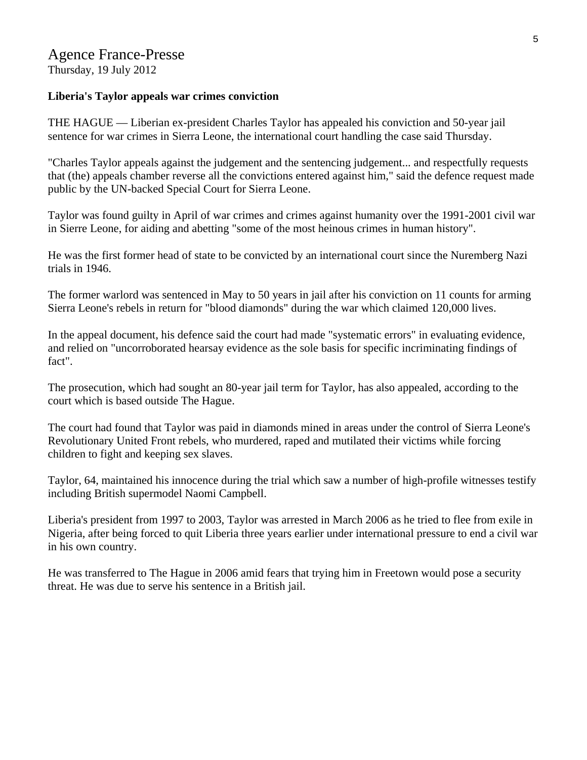## Agence France-Presse

Thursday, 19 July 2012

**Liberia's Taylor appeals war crimes conviction**

THE HAGUE — Liberian ex-president Charles Taylor has appealed his conviction and 50-year jail sentence for war crimes in Sierra Leone, the international court handling the case said Thursday.

"Charles Taylor appeals against the judgement and the sentencing judgement... and respectfully requests that (the) appeals chamber reverse all the convictions entered against him," said the defence request made public by the UN-backed Special Court for Sierra Leone.

Taylor was found guilty in April of war crimes and crimes against humanity over the 1991-2001 civil war in Sierre Leone, for aiding and abetting "some of the most heinous crimes in human history".

He was the first former head of state to be convicted by an international court since the Nuremberg Nazi trials in 1946.

The former warlord was sentenced in May to 50 years in jail after his conviction on 11 counts for arming Sierra Leone's rebels in return for "blood diamonds" during the war which claimed 120,000 lives.

In the appeal document, his defence said the court had made "systematic errors" in evaluating evidence, and relied on "uncorroborated hearsay evidence as the sole basis for specific incriminating findings of fact".

The prosecution, which had sought an 80-year jail term for Taylor, has also appealed, according to the court which is based outside The Hague.

The court had found that Taylor was paid in diamonds mined in areas under the control of Sierra Leone's Revolutionary United Front rebels, who murdered, raped and mutilated their victims while forcing children to fight and keeping sex slaves.

Taylor, 64, maintained his innocence during the trial which saw a number of high-profile witnesses testify including British supermodel Naomi Campbell.

Liberia's president from 1997 to 2003, Taylor was arrested in March 2006 as he tried to flee from exile in Nigeria, after being forced to quit Liberia three years earlier under international pressure to end a civil war in his own country.

He was transferred to The Hague in 2006 amid fears that trying him in Freetown would pose a security threat. He was due to serve his sentence in a British jail.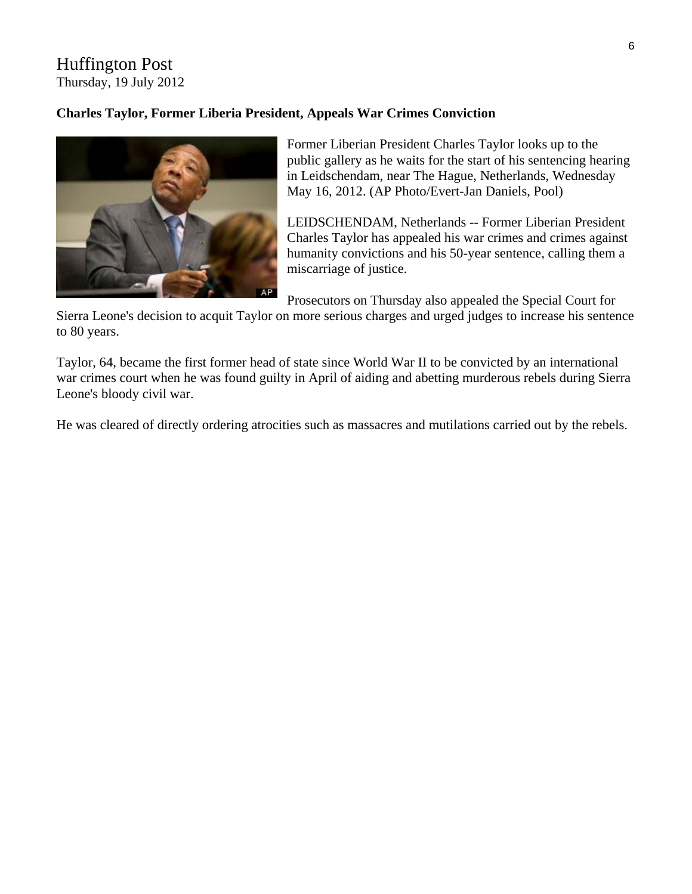Huffington Post
Thursday, 19 July 2012

**Charles Taylor, Former Liberia President, Appeals War Crimes Conviction**

Former Liberian President Charles Taylor looks up to the public gallery as he waits for the start of his sentencing hearing in Leidschendam, near The Hague, Netherlands, Wednesday May 16, 2012. (AP Photo/Evert-Jan Daniels, Pool)

LEIDSCHENDAM, Netherlands -- Former Liberian President Charles Taylor has appealed his war crimes and crimes against humanity convictions and his 50-year sentence, calling them a miscarriage of justice.

Prosecutors on Thursday also appealed the Special Court for Sierra Leone's decision to acquit Taylor on more serious charges and urged judges to increase his sentence to 80 years.

Taylor, 64, became the first former head of state since World War II to be convicted by an international war crimes court when he was found guilty in April of aiding and abetting murderous rebels during Sierra Leone's bloody civil war.

He was cleared of directly ordering atrocities such as massacres and mutilations carried out by the rebels.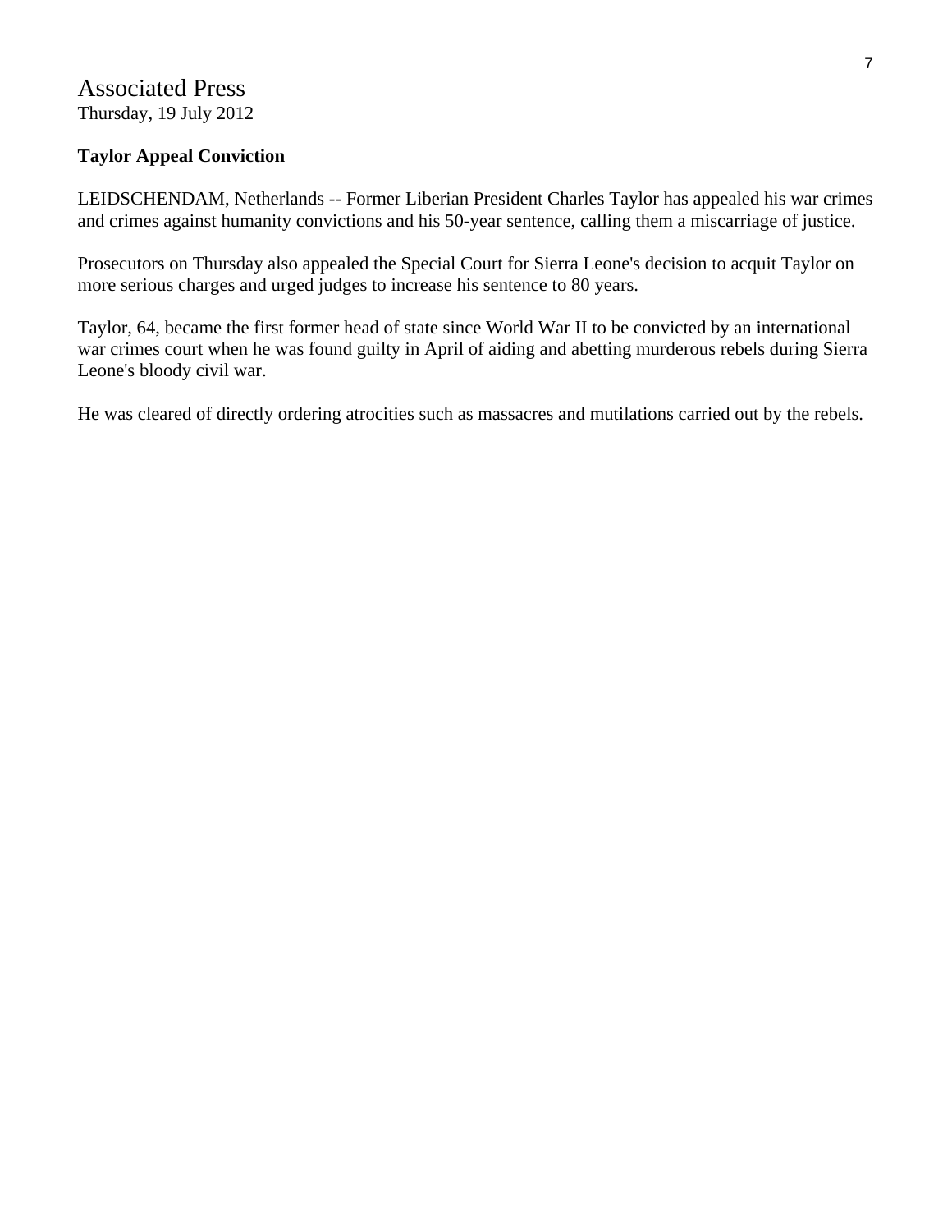# Associated Press

Thursday, 19 July 2012

**Taylor Appeal Conviction**

LEIDSCHENDAM, Netherlands -- Former Liberian President Charles Taylor has appealed his war crimes and crimes against humanity convictions and his 50-year sentence, calling them a miscarriage of justice.

Prosecutors on Thursday also appealed the Special Court for Sierra Leone's decision to acquit Taylor on more serious charges and urged judges to increase his sentence to 80 years.

Taylor, 64, became the first former head of state since World War II to be convicted by an international war crimes court when he was found guilty in April of aiding and abetting murderous rebels during Sierra Leone's bloody civil war.

He was cleared of directly ordering atrocities such as massacres and mutilations carried out by the rebels.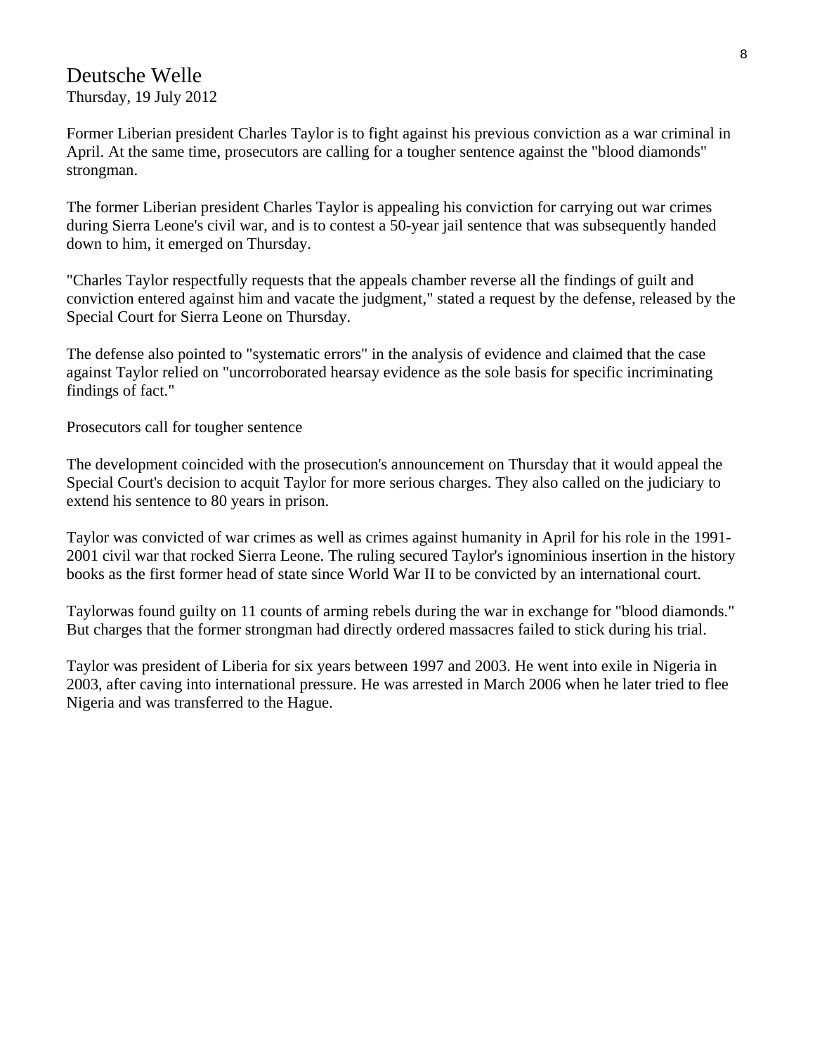# Deutsche Welle

Thursday, 19 July 2012

Former Liberian president Charles Taylor is to fight against his previous conviction as a war criminal in April. At the same time, prosecutors are calling for a tougher sentence against the "blood diamonds" strongman.

The former Liberian president Charles Taylor is appealing his conviction for carrying out war crimes during Sierra Leone's civil war, and is to contest a 50-year jail sentence that was subsequently handed down to him, it emerged on Thursday.

"Charles Taylor respectfully requests that the appeals chamber reverse all the findings of guilt and conviction entered against him and vacate the judgment," stated a request by the defense, released by the Special Court for Sierra Leone on Thursday.

The defense also pointed to "systematic errors" in the analysis of evidence and claimed that the case against Taylor relied on "uncorroborated hearsay evidence as the sole basis for specific incriminating findings of fact."

## Prosecutors call for tougher sentence

The development coincided with the prosecution's announcement on Thursday that it would appeal the Special Court's decision to acquit Taylor for more serious charges. They also called on the judiciary to extend his sentence to 80 years in prison.

Taylor was convicted of war crimes as well as crimes against humanity in April for his role in the 1991-2001 civil war that rocked Sierra Leone. The ruling secured Taylor's ignominious insertion in the history books as the first former head of state since World War II to be convicted by an international court.

Taylorwas found guilty on 11 counts of arming rebels during the war in exchange for "blood diamonds." But charges that the former strongman had directly ordered massacres failed to stick during his trial.

Taylor was president of Liberia for six years between 1997 and 2003. He went into exile in Nigeria in 2003, after caving into international pressure. He was arrested in March 2006 when he later tried to flee Nigeria and was transferred to the Hague.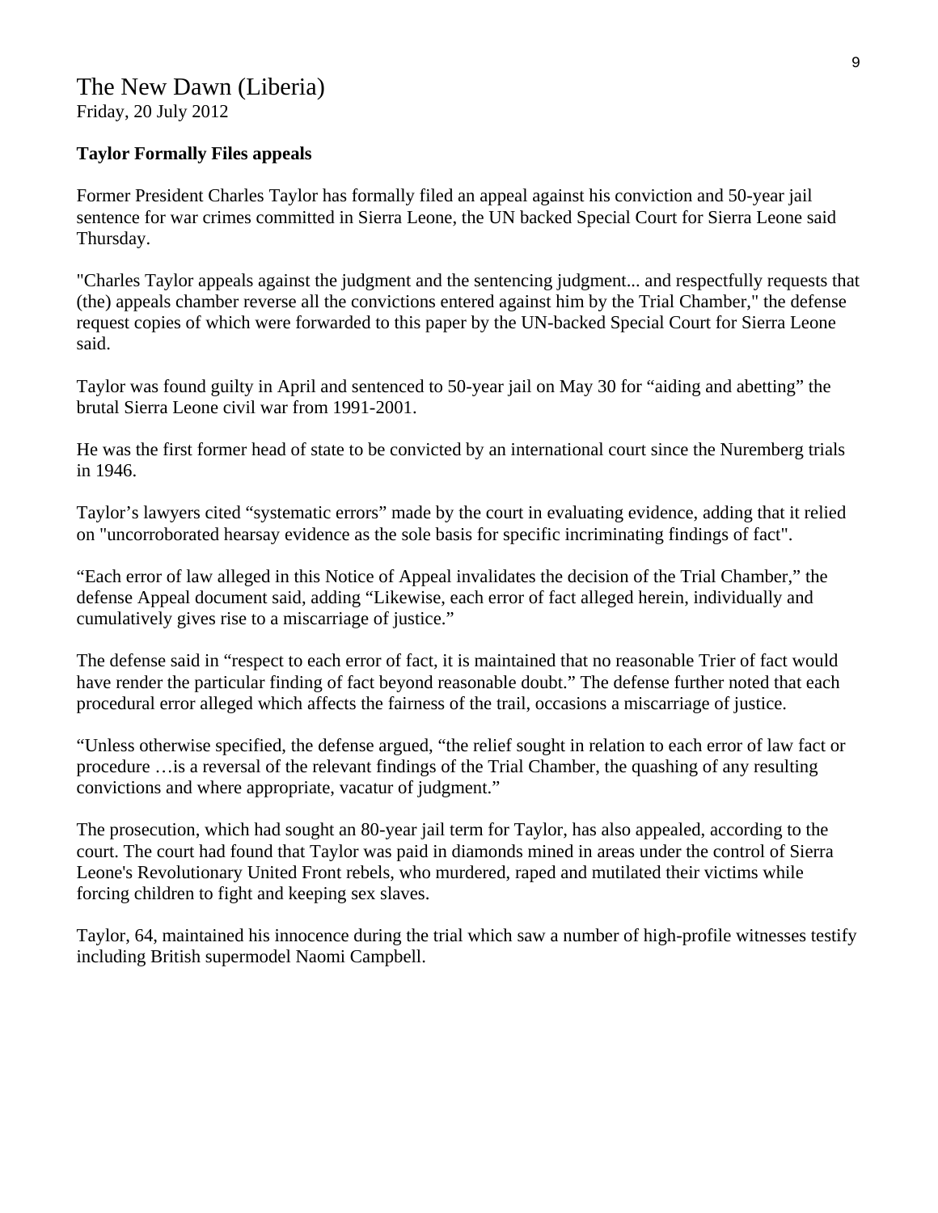The New Dawn (Liberia)
Friday, 20 July 2012

**Taylor Formally Files appeals**

Former President Charles Taylor has formally filed an appeal against his conviction and 50-year jail sentence for war crimes committed in Sierra Leone, the UN backed Special Court for Sierra Leone said Thursday.

"Charles Taylor appeals against the judgment and the sentencing judgment... and respectfully requests that (the) appeals chamber reverse all the convictions entered against him by the Trial Chamber," the defense request copies of which were forwarded to this paper by the UN-backed Special Court for Sierra Leone said.

Taylor was found guilty in April and sentenced to 50-year jail on May 30 for "aiding and abetting" the brutal Sierra Leone civil war from 1991-2001.

He was the first former head of state to be convicted by an international court since the Nuremberg trials in 1946.

Taylor's lawyers cited "systematic errors" made by the court in evaluating evidence, adding that it relied on "uncorroborated hearsay evidence as the sole basis for specific incriminating findings of fact".

"Each error of law alleged in this Notice of Appeal invalidates the decision of the Trial Chamber," the defense Appeal document said, adding "Likewise, each error of fact alleged herein, individually and cumulatively gives rise to a miscarriage of justice."

The defense said in "respect to each error of fact, it is maintained that no reasonable Trier of fact would have render the particular finding of fact beyond reasonable doubt." The defense further noted that each procedural error alleged which affects the fairness of the trail, occasions a miscarriage of justice.

"Unless otherwise specified, the defense argued, "the relief sought in relation to each error of law fact or procedure …is a reversal of the relevant findings of the Trial Chamber, the quashing of any resulting convictions and where appropriate, vacatur of judgment."

The prosecution, which had sought an 80-year jail term for Taylor, has also appealed, according to the court. The court had found that Taylor was paid in diamonds mined in areas under the control of Sierra Leone's Revolutionary United Front rebels, who murdered, raped and mutilated their victims while forcing children to fight and keeping sex slaves.

Taylor, 64, maintained his innocence during the trial which saw a number of high-profile witnesses testify including British supermodel Naomi Campbell.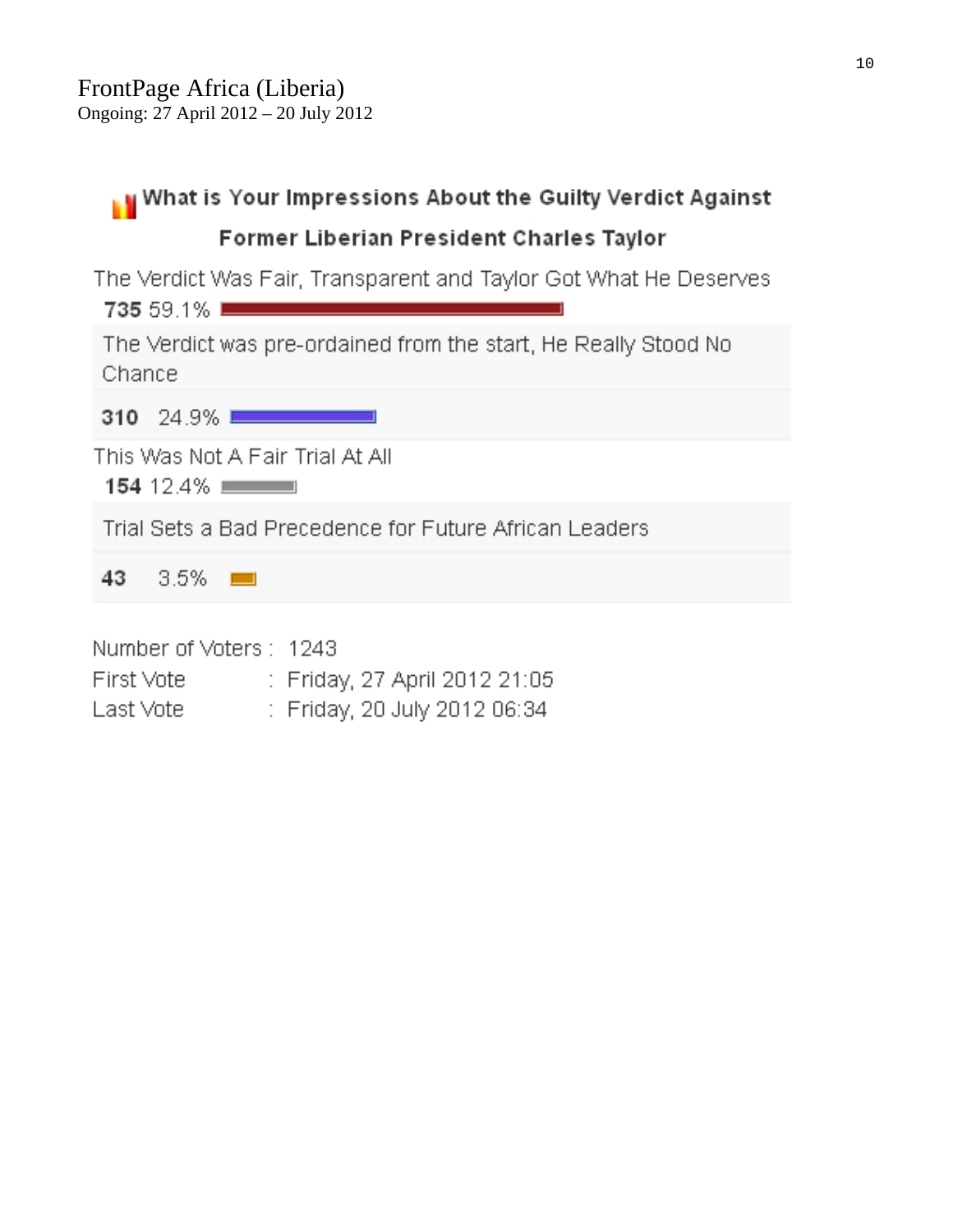FrontPage Africa (Liberia)
Ongoing: 27 April 2012 – 20 July 2012

## What is Your Impressions About the Guilty Verdict Against Former Liberian President Charles Taylor

| Response | Votes | Percentage |
|---|---|---|
| The Verdict Was Fair, Transparent and Taylor Got What He Deserves | 735 | 59.1% |
| The Verdict was pre-ordained from the start, He Really Stood No Chance | 310 | 24.9% |
| This Was Not A Fair Trial At All | 154 | 12.4% |
| Trial Sets a Bad Precedence for Future African Leaders | 43 | 3.5% |

Number of Voters : 1243
First Vote : Friday, 27 April 2012 21:05
Last Vote : Friday, 20 July 2012 06:34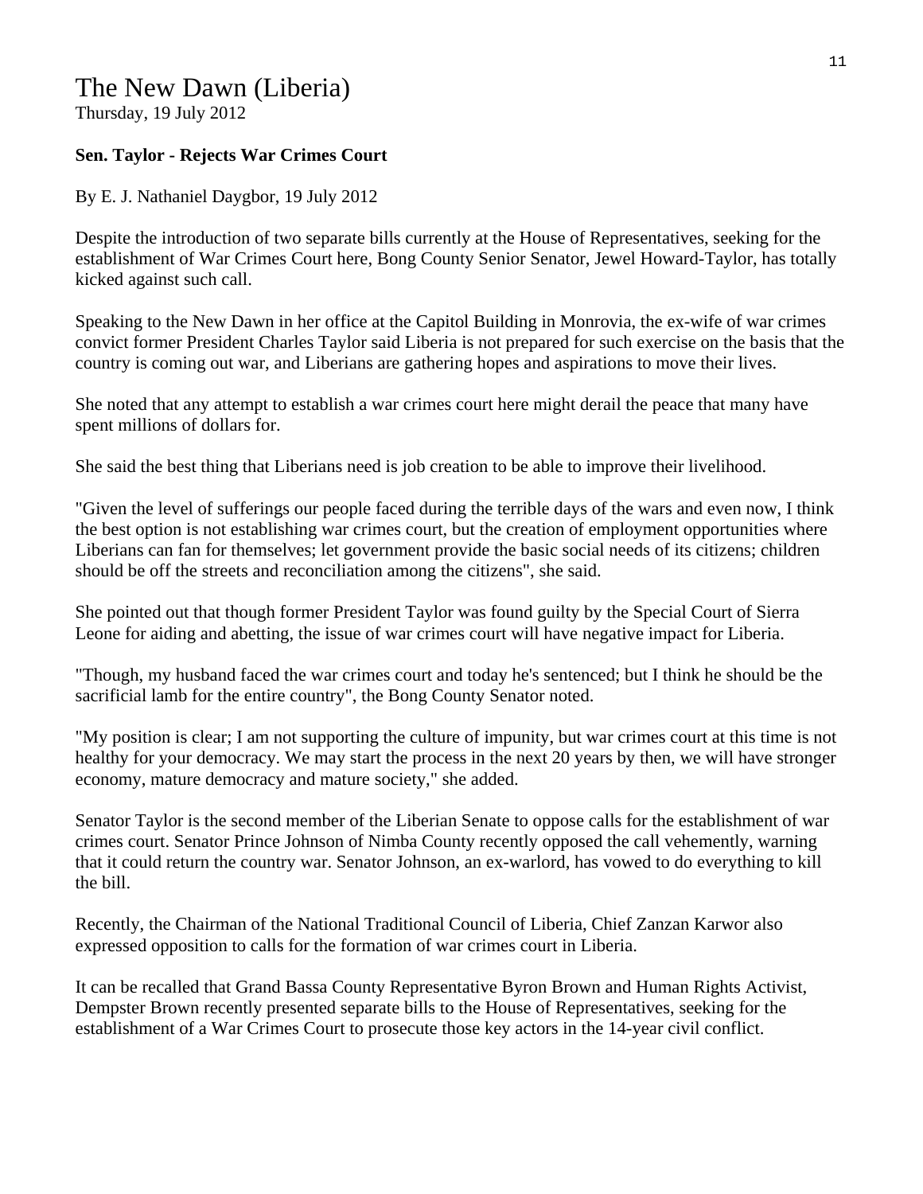# The New Dawn (Liberia)

Thursday, 19 July 2012

**Sen. Taylor - Rejects War Crimes Court**

By E. J. Nathaniel Daygbor, 19 July 2012

Despite the introduction of two separate bills currently at the House of Representatives, seeking for the establishment of War Crimes Court here, Bong County Senior Senator, Jewel Howard-Taylor, has totally kicked against such call.

Speaking to the New Dawn in her office at the Capitol Building in Monrovia, the ex-wife of war crimes convict former President Charles Taylor said Liberia is not prepared for such exercise on the basis that the country is coming out war, and Liberians are gathering hopes and aspirations to move their lives.

She noted that any attempt to establish a war crimes court here might derail the peace that many have spent millions of dollars for.

She said the best thing that Liberians need is job creation to be able to improve their livelihood.

"Given the level of sufferings our people faced during the terrible days of the wars and even now, I think the best option is not establishing war crimes court, but the creation of employment opportunities where Liberians can fan for themselves; let government provide the basic social needs of its citizens; children should be off the streets and reconciliation among the citizens", she said.

She pointed out that though former President Taylor was found guilty by the Special Court of Sierra Leone for aiding and abetting, the issue of war crimes court will have negative impact for Liberia.

"Though, my husband faced the war crimes court and today he's sentenced; but I think he should be the sacrificial lamb for the entire country", the Bong County Senator noted.

"My position is clear; I am not supporting the culture of impunity, but war crimes court at this time is not healthy for your democracy. We may start the process in the next 20 years by then, we will have stronger economy, mature democracy and mature society," she added.

Senator Taylor is the second member of the Liberian Senate to oppose calls for the establishment of war crimes court. Senator Prince Johnson of Nimba County recently opposed the call vehemently, warning that it could return the country war. Senator Johnson, an ex-warlord, has vowed to do everything to kill the bill.

Recently, the Chairman of the National Traditional Council of Liberia, Chief Zanzan Karwor also expressed opposition to calls for the formation of war crimes court in Liberia.

It can be recalled that Grand Bassa County Representative Byron Brown and Human Rights Activist, Dempster Brown recently presented separate bills to the House of Representatives, seeking for the establishment of a War Crimes Court to prosecute those key actors in the 14-year civil conflict.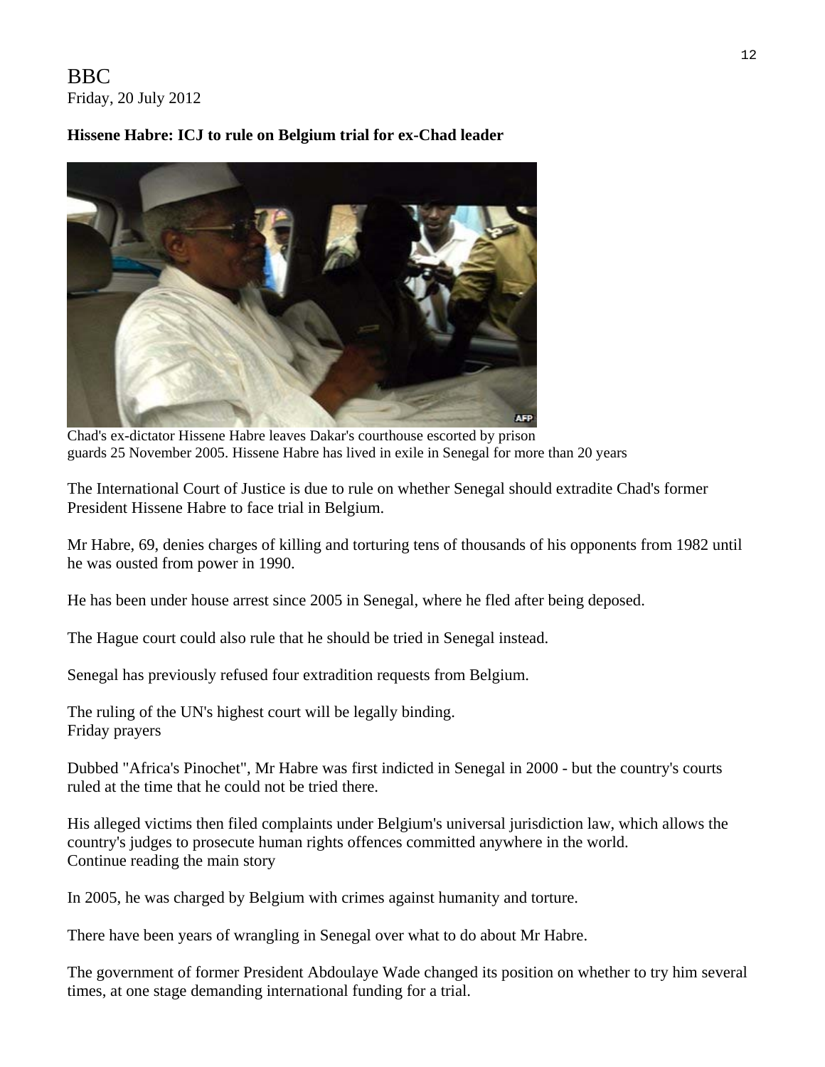BBC
Friday, 20 July 2012

**Hissene Habre: ICJ to rule on Belgium trial for ex-Chad leader**

Chad's ex-dictator Hissene Habre leaves Dakar's courthouse escorted by prison guards 25 November 2005. Hissene Habre has lived in exile in Senegal for more than 20 years

The International Court of Justice is due to rule on whether Senegal should extradite Chad's former President Hissene Habre to face trial in Belgium.

Mr Habre, 69, denies charges of killing and torturing tens of thousands of his opponents from 1982 until he was ousted from power in 1990.

He has been under house arrest since 2005 in Senegal, where he fled after being deposed.

The Hague court could also rule that he should be tried in Senegal instead.

Senegal has previously refused four extradition requests from Belgium.

The ruling of the UN's highest court will be legally binding.
Friday prayers

Dubbed "Africa's Pinochet", Mr Habre was first indicted in Senegal in 2000 - but the country's courts ruled at the time that he could not be tried there.

His alleged victims then filed complaints under Belgium's universal jurisdiction law, which allows the country's judges to prosecute human rights offences committed anywhere in the world.
Continue reading the main story

In 2005, he was charged by Belgium with crimes against humanity and torture.

There have been years of wrangling in Senegal over what to do about Mr Habre.

The government of former President Abdoulaye Wade changed its position on whether to try him several times, at one stage demanding international funding for a trial.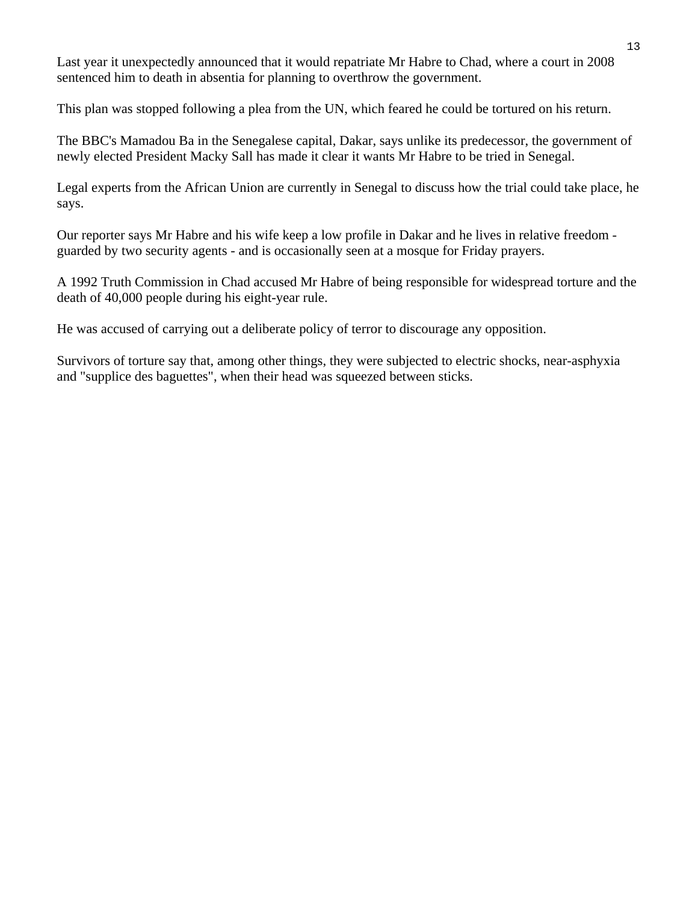Last year it unexpectedly announced that it would repatriate Mr Habre to Chad, where a court in 2008 sentenced him to death in absentia for planning to overthrow the government.

This plan was stopped following a plea from the UN, which feared he could be tortured on his return.

The BBC's Mamadou Ba in the Senegalese capital, Dakar, says unlike its predecessor, the government of newly elected President Macky Sall has made it clear it wants Mr Habre to be tried in Senegal.

Legal experts from the African Union are currently in Senegal to discuss how the trial could take place, he says.

Our reporter says Mr Habre and his wife keep a low profile in Dakar and he lives in relative freedom - guarded by two security agents - and is occasionally seen at a mosque for Friday prayers.

A 1992 Truth Commission in Chad accused Mr Habre of being responsible for widespread torture and the death of 40,000 people during his eight-year rule.

He was accused of carrying out a deliberate policy of terror to discourage any opposition.

Survivors of torture say that, among other things, they were subjected to electric shocks, near-asphyxia and "supplice des baguettes", when their head was squeezed between sticks.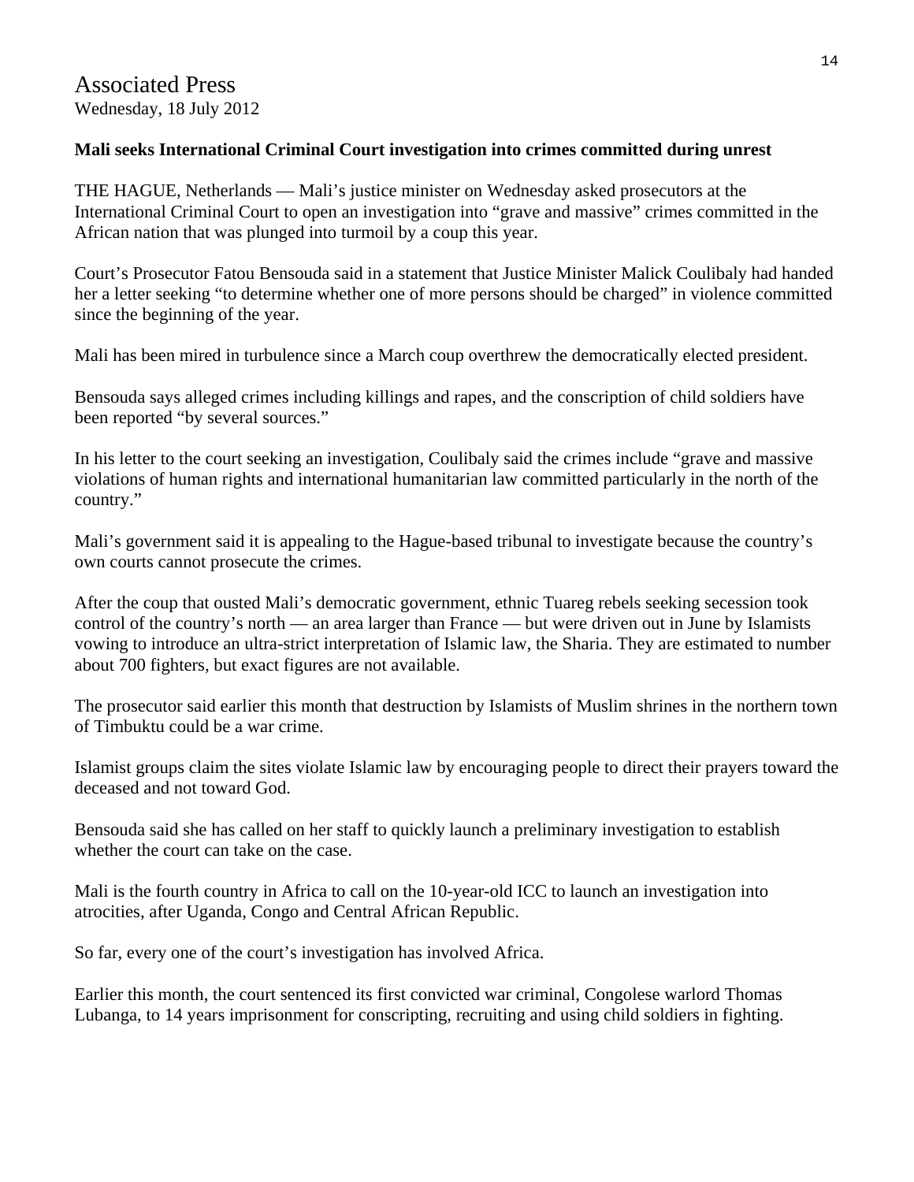# Associated Press

Wednesday, 18 July 2012

**Mali seeks International Criminal Court investigation into crimes committed during unrest**

THE HAGUE, Netherlands — Mali's justice minister on Wednesday asked prosecutors at the International Criminal Court to open an investigation into "grave and massive" crimes committed in the African nation that was plunged into turmoil by a coup this year.

Court's Prosecutor Fatou Bensouda said in a statement that Justice Minister Malick Coulibaly had handed her a letter seeking "to determine whether one of more persons should be charged" in violence committed since the beginning of the year.

Mali has been mired in turbulence since a March coup overthrew the democratically elected president.

Bensouda says alleged crimes including killings and rapes, and the conscription of child soldiers have been reported "by several sources."

In his letter to the court seeking an investigation, Coulibaly said the crimes include "grave and massive violations of human rights and international humanitarian law committed particularly in the north of the country."

Mali's government said it is appealing to the Hague-based tribunal to investigate because the country's own courts cannot prosecute the crimes.

After the coup that ousted Mali's democratic government, ethnic Tuareg rebels seeking secession took control of the country's north — an area larger than France — but were driven out in June by Islamists vowing to introduce an ultra-strict interpretation of Islamic law, the Sharia. They are estimated to number about 700 fighters, but exact figures are not available.

The prosecutor said earlier this month that destruction by Islamists of Muslim shrines in the northern town of Timbuktu could be a war crime.

Islamist groups claim the sites violate Islamic law by encouraging people to direct their prayers toward the deceased and not toward God.

Bensouda said she has called on her staff to quickly launch a preliminary investigation to establish whether the court can take on the case.

Mali is the fourth country in Africa to call on the 10-year-old ICC to launch an investigation into atrocities, after Uganda, Congo and Central African Republic.

So far, every one of the court's investigation has involved Africa.

Earlier this month, the court sentenced its first convicted war criminal, Congolese warlord Thomas Lubanga, to 14 years imprisonment for conscripting, recruiting and using child soldiers in fighting.